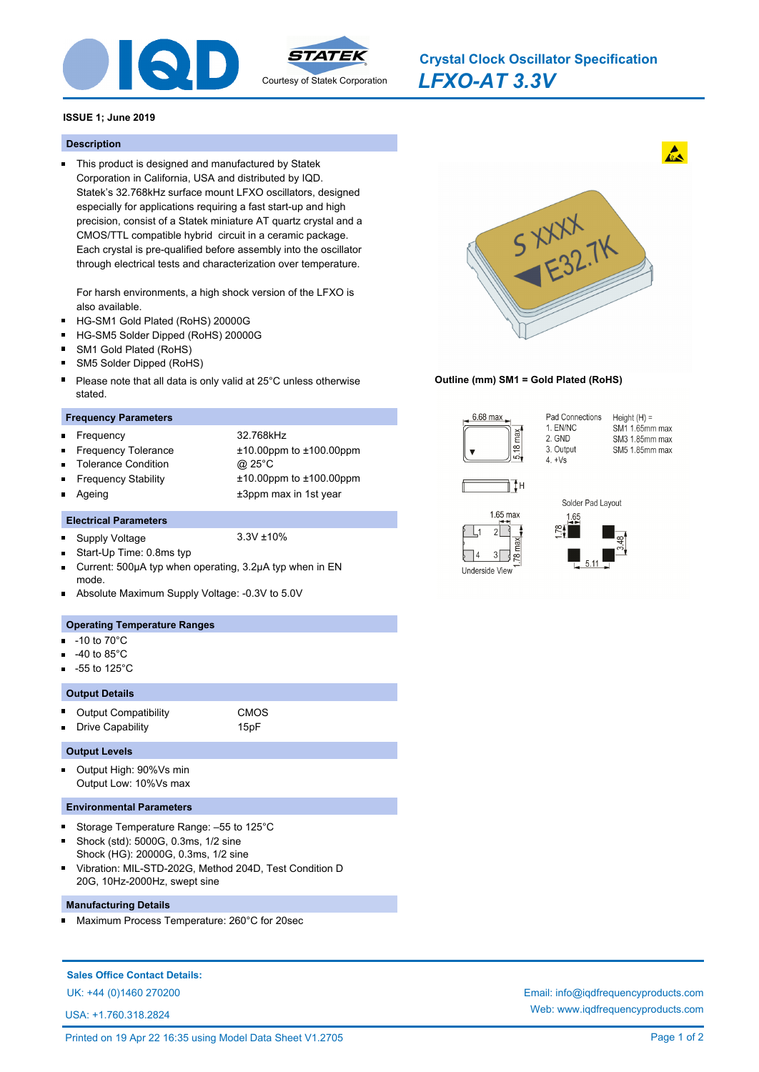# Crystal Clock Oscillator Specification

## *LFXO-AT 3.3V*

Courtesy of Statek Corporation

**ISSUE 1; June 2019**

### Description

- This product is designed and manufactured by Statek Corporation in California, USA and distributed by IQD. Statek's 32.768kHz surface mount LFXO oscillators, designed especially for applications requiring a fast start-up and high precision, consist of a Statek miniature AT quartz crystal and a CMOS/TTL compatible hybrid circuit in a ceramic package. Each crystal is pre-qualified before assembly into the oscillator through electrical tests and characterization over temperature.

  For harsh environments, a high shock version of the LFXO is also available.
- HG-SM1 Gold Plated (RoHS) 20000G
- HG-SM5 Solder Dipped (RoHS) 20000G
- SM1 Gold Plated (RoHS)
- SM5 Solder Dipped (RoHS)
- Please note that all data is only valid at 25°C unless otherwise stated.

### Frequency Parameters

- Frequency: 32.768kHz
- Frequency Tolerance: ±10.00ppm to ±100.00ppm
- Tolerance Condition: @ 25°C
- Frequency Stability: ±10.00ppm to ±100.00ppm
- Ageing: ±3ppm max in 1st year

### Electrical Parameters

- Supply Voltage: 3.3V ±10%
- Start-Up Time: 0.8ms typ
- Current: 500µA typ when operating, 3.2µA typ when in EN mode.
- Absolute Maximum Supply Voltage: -0.3V to 5.0V

### Operating Temperature Ranges

- -10 to 70°C
- -40 to 85°C
- -55 to 125°C

### Output Details

- Output Compatibility: CMOS
- Drive Capability: 15pF

### Output Levels

- Output High: 90%Vs min
  Output Low: 10%Vs max

### Environmental Parameters

- Storage Temperature Range: –55 to 125°C
- Shock (std): 5000G, 0.3ms, 1/2 sine
  Shock (HG): 20000G, 0.3ms, 1/2 sine
- Vibration: MIL-STD-202G, Method 204D, Test Condition D
  20G, 10Hz-2000Hz, swept sine

### Manufacturing Details

- Maximum Process Temperature: 260°C for 20sec

**Outline (mm) SM1 = Gold Plated (RoHS)**

6.68 max; 5.18 max; H

Pad Connections:
1. EN/NC
2. GND
3. Output
4. +Vs

Height (H) =
SM1 1.65mm max
SM3 1.85mm max
SM5 1.85mm max

Underside View: 1.65 max; 1.78 max

Solder Pad Layout: 1.65; 1.78; 3.48; 5.11

**Sales Office Contact Details:**

UK: +44 (0)1460 270200

USA: +1.760.318.2824

Email: info@iqdfrequencyproducts.com

Web: www.iqdfrequencyproducts.com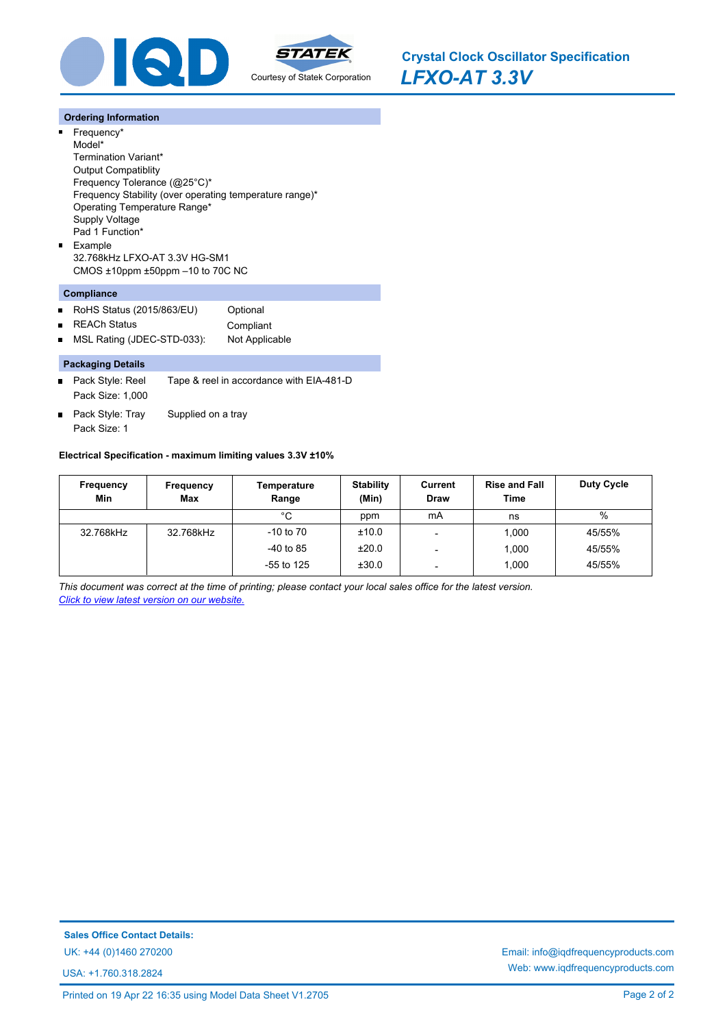# Crystal Clock Oscillator Specification

## *LFXO-AT 3.3V*

Courtesy of Statek Corporation

### Ordering Information

- Frequency*
  Model*
  Termination Variant*
  Output Compatiblity
  Frequency Tolerance (@25°C)*
  Frequency Stability (over operating temperature range)*
  Operating Temperature Range*
  Supply Voltage
  Pad 1 Function*
- Example
  32.768kHz LFXO-AT 3.3V HG-SM1
  CMOS ±10ppm ±50ppm –10 to 70C NC

### Compliance

- RoHS Status (2015/863/EU) Optional
- REACh Status Compliant
- MSL Rating (JDEC-STD-033): Not Applicable

### Packaging Details

- Pack Style: Reel Tape & reel in accordance with EIA-481-D
  Pack Size: 1,000
- Pack Style: Tray Supplied on a tray
  Pack Size: 1

**Electrical Specification - maximum limiting values 3.3V ±10%**

| Frequency Min | Frequency Max | Temperature Range | Stability (Min) | Current Draw | Rise and Fall Time | Duty Cycle |
|---|---|---|---|---|---|---|
| | | °C | ppm | mA | ns | % |
| 32.768kHz | 32.768kHz | -10 to 70 | ±10.0 | - | 1,000 | 45/55% |
| | | -40 to 85 | ±20.0 | - | 1,000 | 45/55% |
| | | -55 to 125 | ±30.0 | - | 1,000 | 45/55% |

*This document was correct at the time of printing; please contact your local sales office for the latest version.*
*Click to view latest version on our website.*

**Sales Office Contact Details:**

UK: +44 (0)1460 270200

USA: +1.760.318.2824

Email: info@iqdfrequencyproducts.com

Web: www.iqdfrequencyproducts.com

Printed on 19 Apr 22 16:35 using Model Data Sheet V1.2705